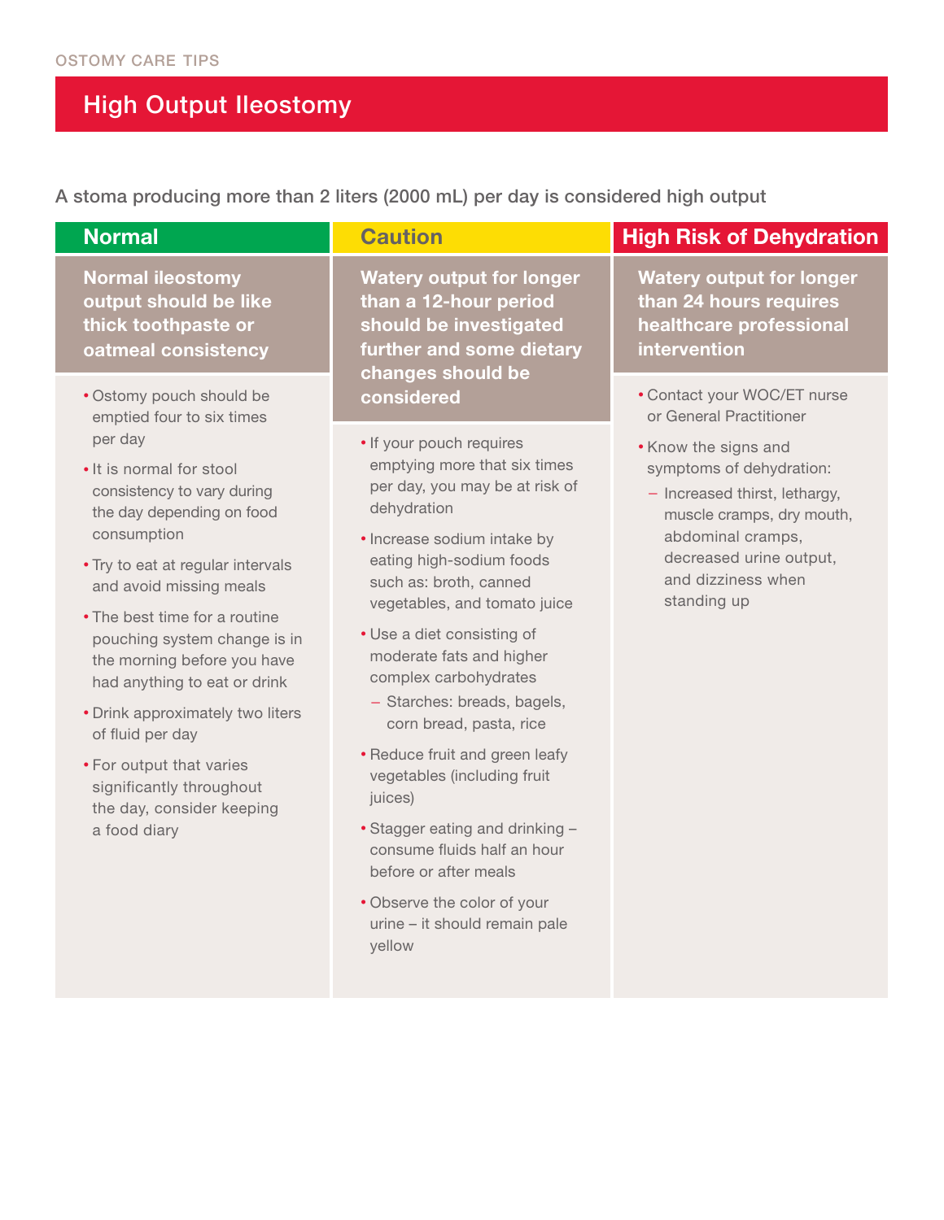OSTOMY CARE TIPS

# High Output Ileostomy

A stoma producing more than 2 liters (2000 mL) per day is considered high output

## Normal

**Normal ileostomy output should be like thick toothpaste or oatmeal consistency**

- Ostomy pouch should be emptied four to six times per day
- It is normal for stool consistency to vary during the day depending on food consumption
- Try to eat at regular intervals and avoid missing meals
- The best time for a routine pouching system change is in the morning before you have had anything to eat or drink
- Drink approximately two liters of fluid per day
- For output that varies significantly throughout the day, consider keeping a food diary

## Caution

**Watery output for longer than a 12-hour period should be investigated further and some dietary changes should be considered**

- If your pouch requires emptying more that six times per day, you may be at risk of dehydration
- Increase sodium intake by eating high-sodium foods such as: broth, canned vegetables, and tomato juice
- Use a diet consisting of moderate fats and higher complex carbohydrates
  - Starches: breads, bagels, corn bread, pasta, rice
- Reduce fruit and green leafy vegetables (including fruit juices)
- Stagger eating and drinking – consume fluids half an hour before or after meals
- Observe the color of your urine – it should remain pale yellow

## High Risk of Dehydration

**Watery output for longer than 24 hours requires healthcare professional intervention**

- Contact your WOC/ET nurse or General Practitioner
- Know the signs and symptoms of dehydration:
  - Increased thirst, lethargy, muscle cramps, dry mouth, abdominal cramps, decreased urine output, and dizziness when standing up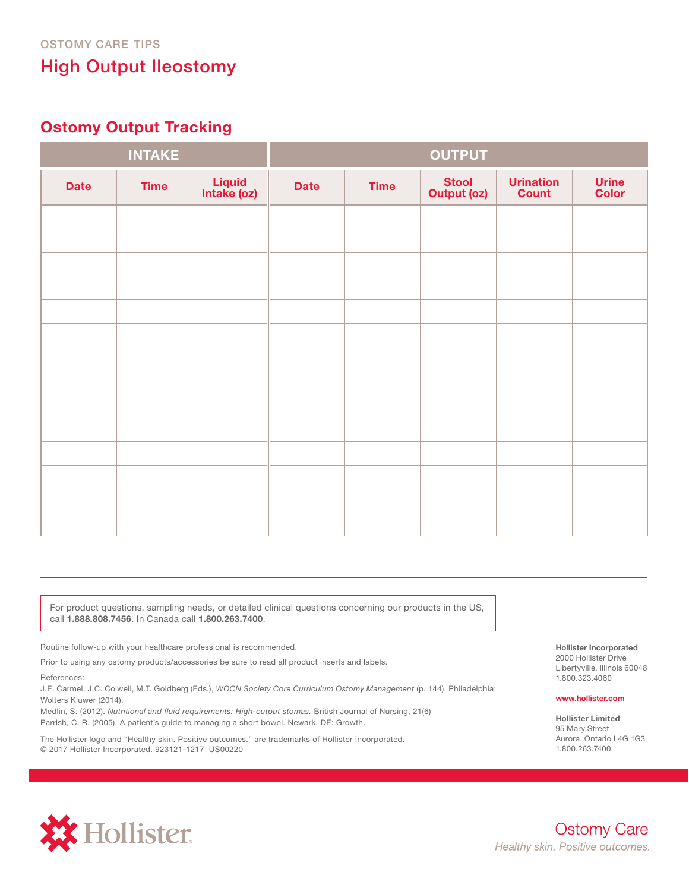OSTOMY CARE TIPS

# High Output Ileostomy

## Ostomy Output Tracking

| INTAKE | | | OUTPUT | | | | |
|---|---|---|---|---|---|---|---|
| Date | Time | Liquid Intake (oz) | Date | Time | Stool Output (oz) | Urination Count | Urine Color |
| | | | | | | | |
| | | | | | | | |
| | | | | | | | |
| | | | | | | | |
| | | | | | | | |
| | | | | | | | |
| | | | | | | | |
| | | | | | | | |
| | | | | | | | |
| | | | | | | | |
| | | | | | | | |
| | | | | | | | |
| | | | | | | | |
| | | | | | | | |

For product questions, sampling needs, or detailed clinical questions concerning our products in the US, call **1.888.808.7456**. In Canada call **1.800.263.7400**.

Routine follow-up with your healthcare professional is recommended.

Prior to using any ostomy products/accessories be sure to read all product inserts and labels.

References:

J.E. Carmel, J.C. Colwell, M.T. Goldberg (Eds.), *WOCN Society Core Curriculum Ostomy Management* (p. 144). Philadelphia: Wolters Kluwer (2014).

Medlin, S. (2012). *Nutritional and fluid requirements: High-output stomas.* British Journal of Nursing, 21(6)

Parrish, C. R. (2005). A patient's guide to managing a short bowel. Newark, DE: Growth.

The Hollister logo and "Healthy skin. Positive outcomes." are trademarks of Hollister Incorporated.
© 2017 Hollister Incorporated. 923121-1217 US00220

**Hollister Incorporated**
2000 Hollister Drive
Libertyville, Illinois 60048
1.800.323.4060

**www.hollister.com**

**Hollister Limited**
95 Mary Street
Aurora, Ontario L4G 1G3
1.800.263.7400

Hollister

Ostomy Care
*Healthy skin. Positive outcomes.*